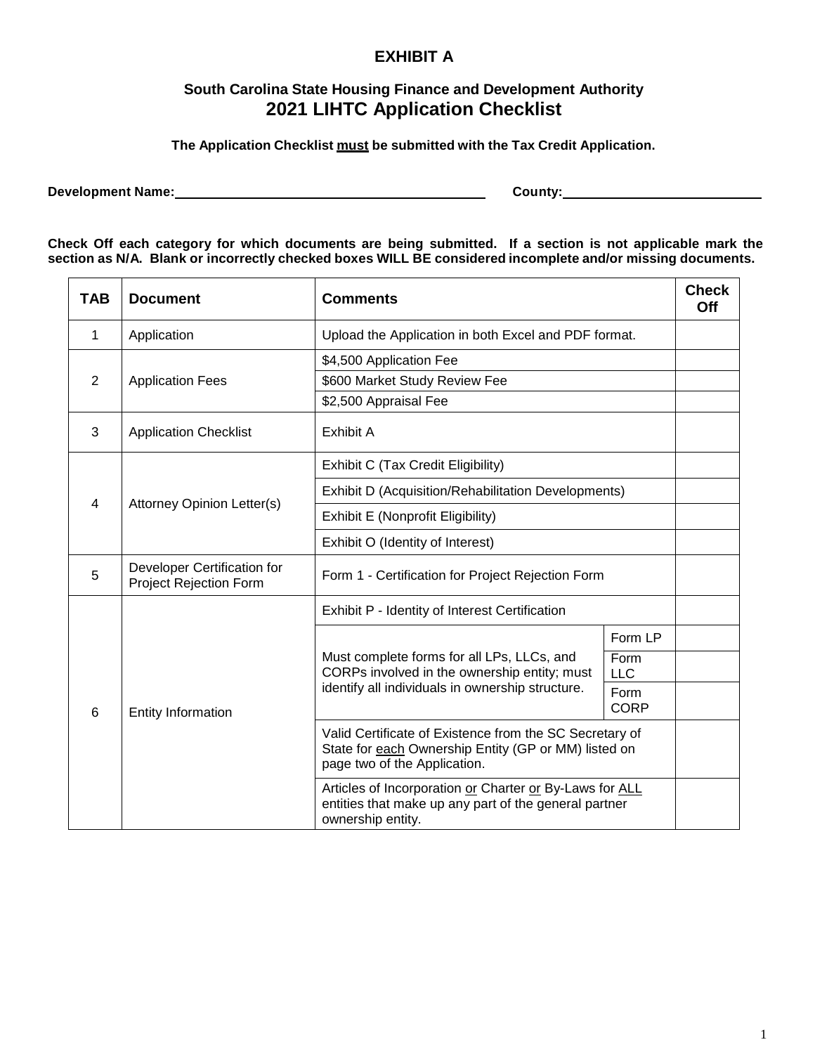# EXHIBIT A

## South Carolina State Housing Finance and Development Authority
## 2021 LIHTC Application Checklist

**The Application Checklist must be submitted with the Tax Credit Application.**

**Development Name:** ______________________________ **County:** ____________________

**Check Off each category for which documents are being submitted. If a section is not applicable mark the section as N/A. Blank or incorrectly checked boxes WILL BE considered incomplete and/or missing documents.**

| TAB | Document | Comments | | Check Off |
|---|---|---|---|---|
| 1 | Application | Upload the Application in both Excel and PDF format. | | |
| 2 | Application Fees | $4,500 Application Fee | | |
| | | $600 Market Study Review Fee | | |
| | | $2,500 Appraisal Fee | | |
| 3 | Application Checklist | Exhibit A | | |
| 4 | Attorney Opinion Letter(s) | Exhibit C (Tax Credit Eligibility) | | |
| | | Exhibit D (Acquisition/Rehabilitation Developments) | | |
| | | Exhibit E (Nonprofit Eligibility) | | |
| | | Exhibit O (Identity of Interest) | | |
| 5 | Developer Certification for Project Rejection Form | Form 1 - Certification for Project Rejection Form | | |
| 6 | Entity Information | Exhibit P - Identity of Interest Certification | | |
| | | Must complete forms for all LPs, LLCs, and CORPs involved in the ownership entity; must identify all individuals in ownership structure. | Form LP | |
| | | | Form LLC | |
| | | | Form CORP | |
| | | Valid Certificate of Existence from the SC Secretary of State for each Ownership Entity (GP or MM) listed on page two of the Application. | | |
| | | Articles of Incorporation or Charter or By-Laws for ALL entities that make up any part of the general partner ownership entity. | | |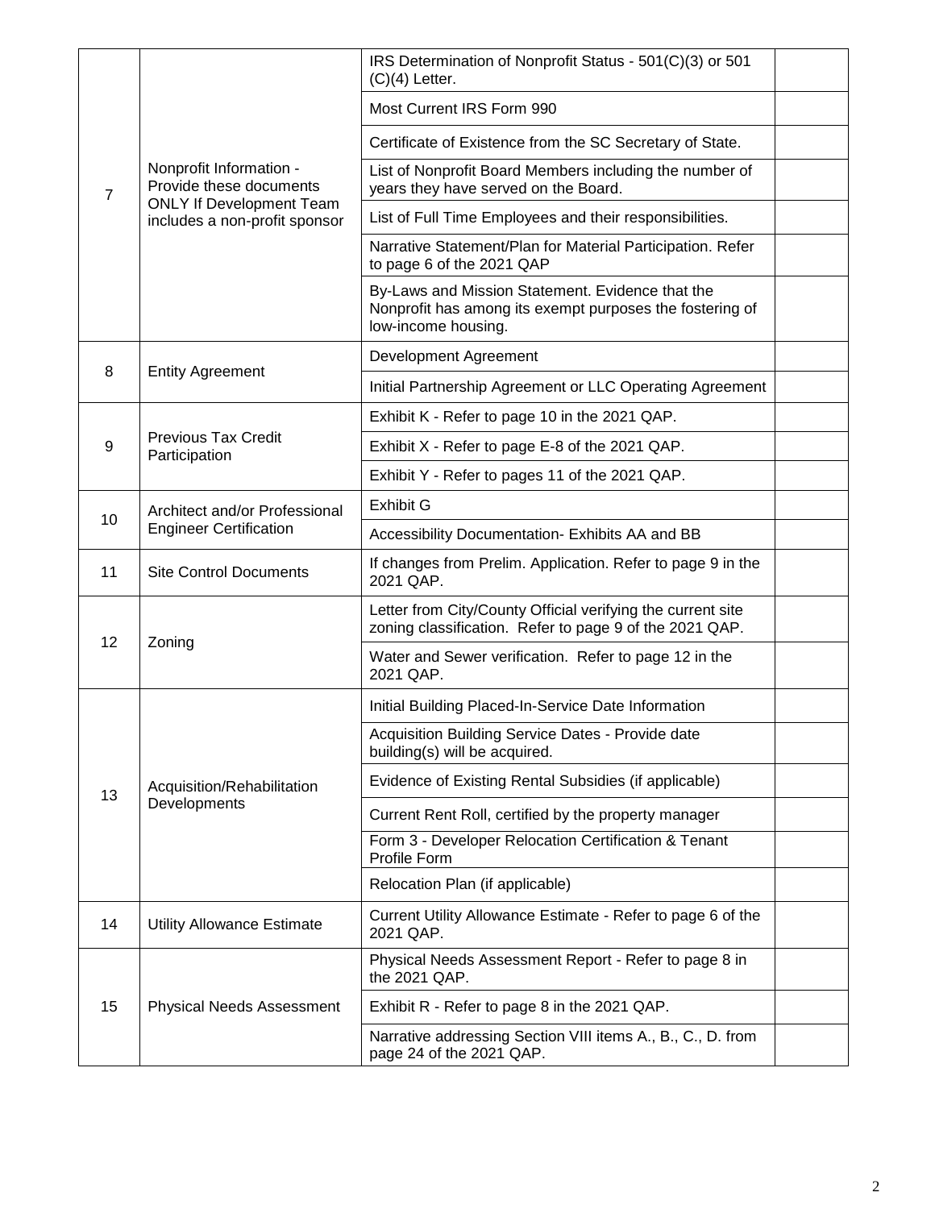| | | | |
|---|---|---|---|
| 7 | Nonprofit Information - Provide these documents ONLY If Development Team includes a non-profit sponsor | IRS Determination of Nonprofit Status - 501(C)(3) or 501 (C)(4) Letter. | |
| | | Most Current IRS Form 990 | |
| | | Certificate of Existence from the SC Secretary of State. | |
| | | List of Nonprofit Board Members including the number of years they have served on the Board. | |
| | | List of Full Time Employees and their responsibilities. | |
| | | Narrative Statement/Plan for Material Participation. Refer to page 6 of the 2021 QAP | |
| | | By-Laws and Mission Statement. Evidence that the Nonprofit has among its exempt purposes the fostering of low-income housing. | |
| 8 | Entity Agreement | Development Agreement | |
| | | Initial Partnership Agreement or LLC Operating Agreement | |
| 9 | Previous Tax Credit Participation | Exhibit K - Refer to page 10 in the 2021 QAP. | |
| | | Exhibit X - Refer to page E-8 of the 2021 QAP. | |
| | | Exhibit Y - Refer to pages 11 of the 2021 QAP. | |
| 10 | Architect and/or Professional Engineer Certification | Exhibit G | |
| | | Accessibility Documentation- Exhibits AA and BB | |
| 11 | Site Control Documents | If changes from Prelim. Application. Refer to page 9 in the 2021 QAP. | |
| 12 | Zoning | Letter from City/County Official verifying the current site zoning classification. Refer to page 9 of the 2021 QAP. | |
| | | Water and Sewer verification. Refer to page 12 in the 2021 QAP. | |
| 13 | Acquisition/Rehabilitation Developments | Initial Building Placed-In-Service Date Information | |
| | | Acquisition Building Service Dates - Provide date building(s) will be acquired. | |
| | | Evidence of Existing Rental Subsidies (if applicable) | |
| | | Current Rent Roll, certified by the property manager | |
| | | Form 3 - Developer Relocation Certification & Tenant Profile Form | |
| | | Relocation Plan (if applicable) | |
| 14 | Utility Allowance Estimate | Current Utility Allowance Estimate - Refer to page 6 of the 2021 QAP. | |
| 15 | Physical Needs Assessment | Physical Needs Assessment Report - Refer to page 8 in the 2021 QAP. | |
| | | Exhibit R - Refer to page 8 in the 2021 QAP. | |
| | | Narrative addressing Section VIII items A., B., C., D. from page 24 of the 2021 QAP. | |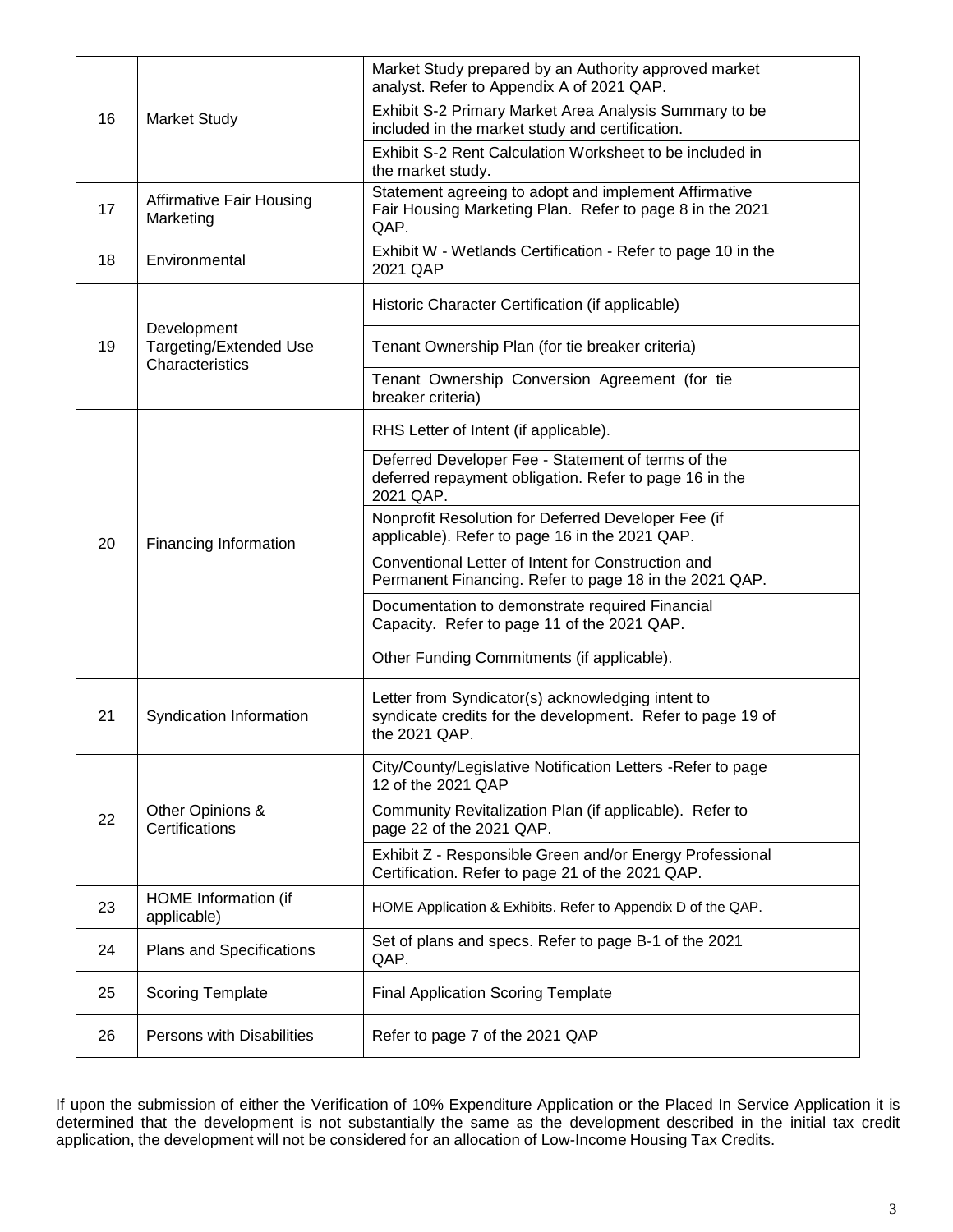| | | | |
|---|---|---|---|
| 16 | Market Study | Market Study prepared by an Authority approved market analyst. Refer to Appendix A of 2021 QAP. | |
| | | Exhibit S-2 Primary Market Area Analysis Summary to be included in the market study and certification. | |
| | | Exhibit S-2 Rent Calculation Worksheet to be included in the market study. | |
| 17 | Affirmative Fair Housing Marketing | Statement agreeing to adopt and implement Affirmative Fair Housing Marketing Plan. Refer to page 8 in the 2021 QAP. | |
| 18 | Environmental | Exhibit W - Wetlands Certification - Refer to page 10 in the 2021 QAP | |
| 19 | Development Targeting/Extended Use Characteristics | Historic Character Certification (if applicable) | |
| | | Tenant Ownership Plan (for tie breaker criteria) | |
| | | Tenant Ownership Conversion Agreement (for tie breaker criteria) | |
| 20 | Financing Information | RHS Letter of Intent (if applicable). | |
| | | Deferred Developer Fee - Statement of terms of the deferred repayment obligation. Refer to page 16 in the 2021 QAP. | |
| | | Nonprofit Resolution for Deferred Developer Fee (if applicable). Refer to page 16 in the 2021 QAP. | |
| | | Conventional Letter of Intent for Construction and Permanent Financing. Refer to page 18 in the 2021 QAP. | |
| | | Documentation to demonstrate required Financial Capacity. Refer to page 11 of the 2021 QAP. | |
| | | Other Funding Commitments (if applicable). | |
| 21 | Syndication Information | Letter from Syndicator(s) acknowledging intent to syndicate credits for the development. Refer to page 19 of the 2021 QAP. | |
| 22 | Other Opinions & Certifications | City/County/Legislative Notification Letters -Refer to page 12 of the 2021 QAP | |
| | | Community Revitalization Plan (if applicable). Refer to page 22 of the 2021 QAP. | |
| | | Exhibit Z - Responsible Green and/or Energy Professional Certification. Refer to page 21 of the 2021 QAP. | |
| 23 | HOME Information (if applicable) | HOME Application & Exhibits. Refer to Appendix D of the QAP. | |
| 24 | Plans and Specifications | Set of plans and specs. Refer to page B-1 of the 2021 QAP. | |
| 25 | Scoring Template | Final Application Scoring Template | |
| 26 | Persons with Disabilities | Refer to page 7 of the 2021 QAP | |

If upon the submission of either the Verification of 10% Expenditure Application or the Placed In Service Application it is determined that the development is not substantially the same as the development described in the initial tax credit application, the development will not be considered for an allocation of Low-Income Housing Tax Credits.